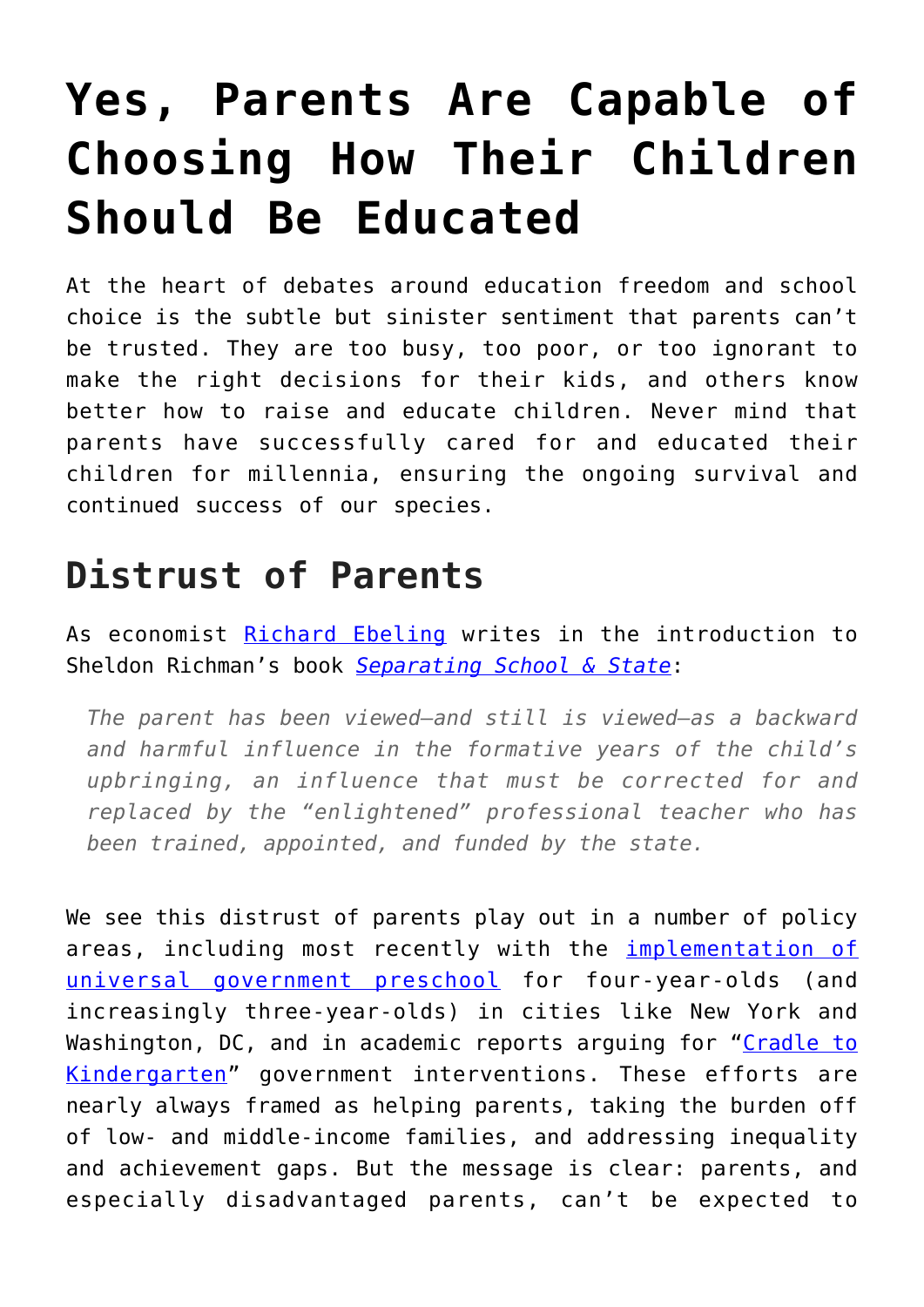# Yes, Parents Are Capable of Choosing How Their Children Should Be Educated

At the heart of debates around education freedom and school choice is the subtle but sinister sentiment that parents can't be trusted. They are too busy, too poor, or too ignorant to make the right decisions for their kids, and others know better how to raise and educate children. Never mind that parents have successfully cared for and educated their children for millennia, ensuring the ongoing survival and continued success of our species.

## Distrust of Parents

As economist [Richard Ebeling]() writes in the introduction to Sheldon Richman's book [*Separating School & State*]():

> *The parent has been viewed—and still is viewed—as a backward and harmful influence in the formative years of the child's upbringing, an influence that must be corrected for and replaced by the "enlightened" professional teacher who has been trained, appointed, and funded by the state.*

We see this distrust of parents play out in a number of policy areas, including most recently with the [implementation of universal government preschool]() for four-year-olds (and increasingly three-year-olds) in cities like New York and Washington, DC, and in academic reports arguing for "[Cradle to Kindergarten]()" government interventions. These efforts are nearly always framed as helping parents, taking the burden off of low- and middle-income families, and addressing inequality and achievement gaps. But the message is clear: parents, and especially disadvantaged parents, can't be expected to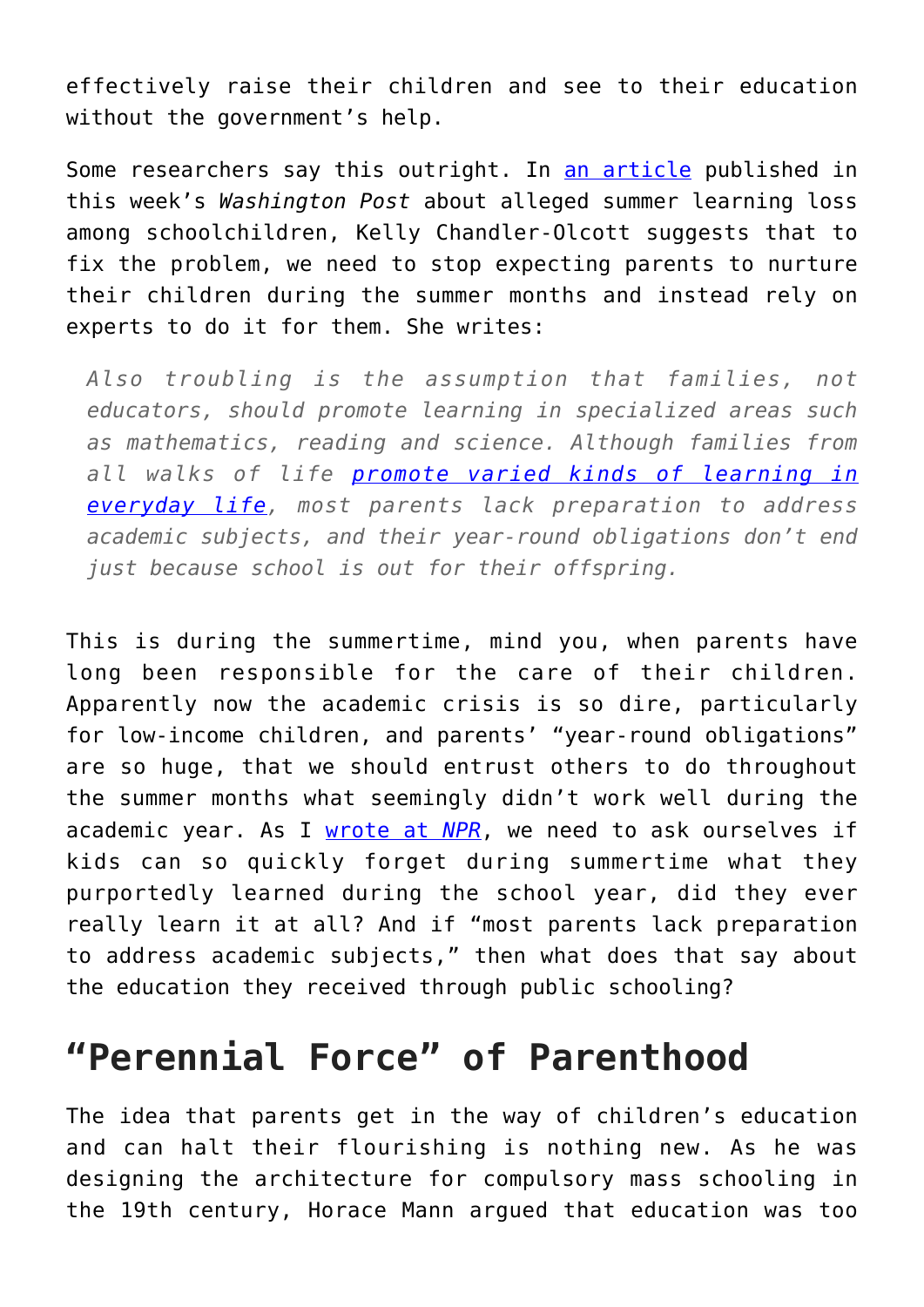effectively raise their children and see to their education without the government's help.

Some researchers say this outright. In [an article](#) published in this week's *Washington Post* about alleged summer learning loss among schoolchildren, Kelly Chandler-Olcott suggests that to fix the problem, we need to stop expecting parents to nurture their children during the summer months and instead rely on experts to do it for them. She writes:

> *Also troubling is the assumption that families, not educators, should promote learning in specialized areas such as mathematics, reading and science. Although families from all walks of life [promote varied kinds of learning in everyday life](#), most parents lack preparation to address academic subjects, and their year-round obligations don't end just because school is out for their offspring.*

This is during the summertime, mind you, when parents have long been responsible for the care of their children. Apparently now the academic crisis is so dire, particularly for low-income children, and parents' "year-round obligations" are so huge, that we should entrust others to do throughout the summer months what seemingly didn't work well during the academic year. As I [wrote at *NPR*](#), we need to ask ourselves if kids can so quickly forget during summertime what they purportedly learned during the school year, did they ever really learn it at all? And if "most parents lack preparation to address academic subjects," then what does that say about the education they received through public schooling?

## "Perennial Force" of Parenthood

The idea that parents get in the way of children's education and can halt their flourishing is nothing new. As he was designing the architecture for compulsory mass schooling in the 19th century, Horace Mann argued that education was too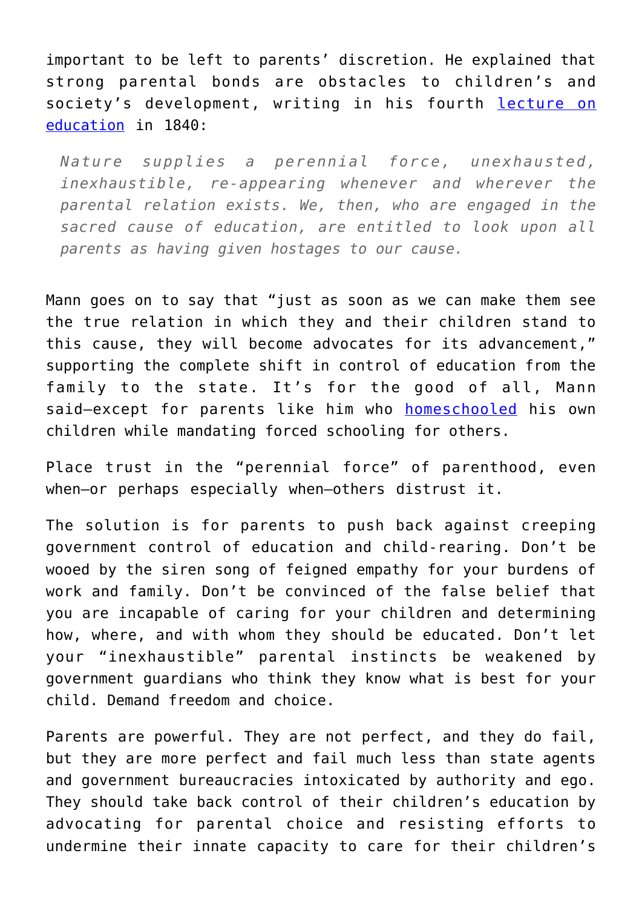important to be left to parents' discretion. He explained that strong parental bonds are obstacles to children's and society's development, writing in his fourth [lecture on education](#) in 1840:

> *Nature supplies a perennial force, unexhausted, inexhaustible, re-appearing whenever and wherever the parental relation exists. We, then, who are engaged in the sacred cause of education, are entitled to look upon all parents as having given hostages to our cause.*

Mann goes on to say that "just as soon as we can make them see the true relation in which they and their children stand to this cause, they will become advocates for its advancement," supporting the complete shift in control of education from the family to the state. It's for the good of all, Mann said—except for parents like him who [homeschooled](#) his own children while mandating forced schooling for others.

Place trust in the "perennial force" of parenthood, even when—or perhaps especially when—others distrust it.

The solution is for parents to push back against creeping government control of education and child-rearing. Don't be wooed by the siren song of feigned empathy for your burdens of work and family. Don't be convinced of the false belief that you are incapable of caring for your children and determining how, where, and with whom they should be educated. Don't let your "inexhaustible" parental instincts be weakened by government guardians who think they know what is best for your child. Demand freedom and choice.

Parents are powerful. They are not perfect, and they do fail, but they are more perfect and fail much less than state agents and government bureaucracies intoxicated by authority and ego. They should take back control of their children's education by advocating for parental choice and resisting efforts to undermine their innate capacity to care for their children's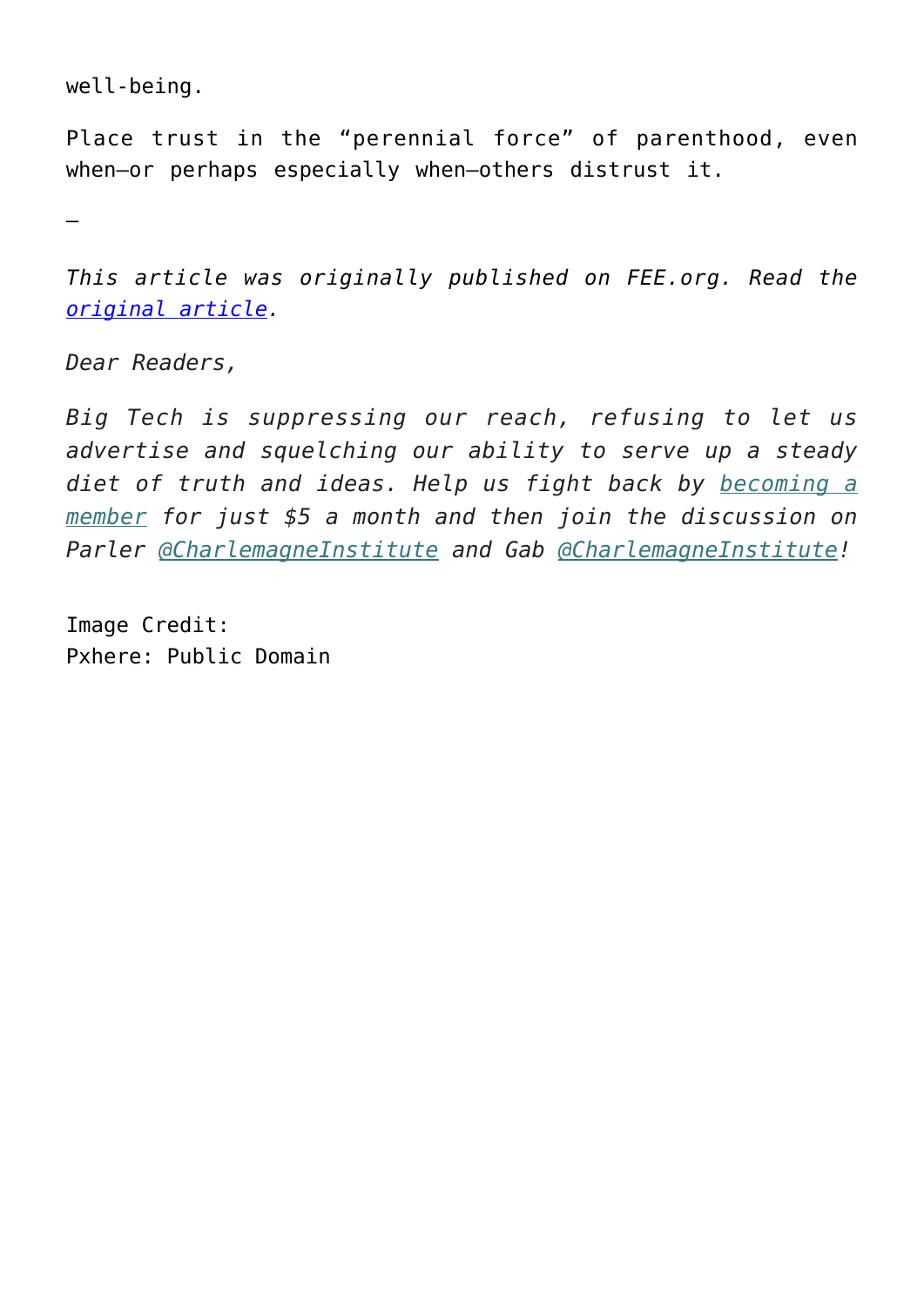well-being.

Place trust in the "perennial force" of parenthood, even when—or perhaps especially when—others distrust it.

—

*This article was originally published on FEE.org. Read the original article.*

*Dear Readers,*

*Big Tech is suppressing our reach, refusing to let us advertise and squelching our ability to serve up a steady diet of truth and ideas. Help us fight back by becoming a member for just $5 a month and then join the discussion on Parler @CharlemagneInstitute and Gab @CharlemagneInstitute!*

Image Credit:
Pxhere: Public Domain